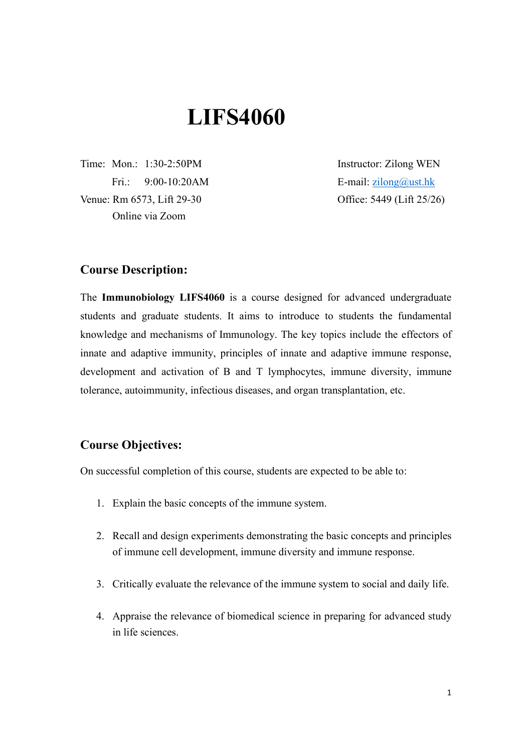# LIFS4060

Time: Mon.: 1:30-2:50PM
Fri.: 9:00-10:20AM
Venue: Rm 6573, Lift 29-30
Online via Zoom

Instructor: Zilong WEN
E-mail: [zilong@ust.hk](mailto:zilong@ust.hk)
Office: 5449 (Lift 25/26)

## Course Description:

The **Immunobiology LIFS4060** is a course designed for advanced undergraduate students and graduate students. It aims to introduce to students the fundamental knowledge and mechanisms of Immunology. The key topics include the effectors of innate and adaptive immunity, principles of innate and adaptive immune response, development and activation of B and T lymphocytes, immune diversity, immune tolerance, autoimmunity, infectious diseases, and organ transplantation, etc.

## Course Objectives:

On successful completion of this course, students are expected to be able to:

1. Explain the basic concepts of the immune system.
2. Recall and design experiments demonstrating the basic concepts and principles of immune cell development, immune diversity and immune response.
3. Critically evaluate the relevance of the immune system to social and daily life.
4. Appraise the relevance of biomedical science in preparing for advanced study in life sciences.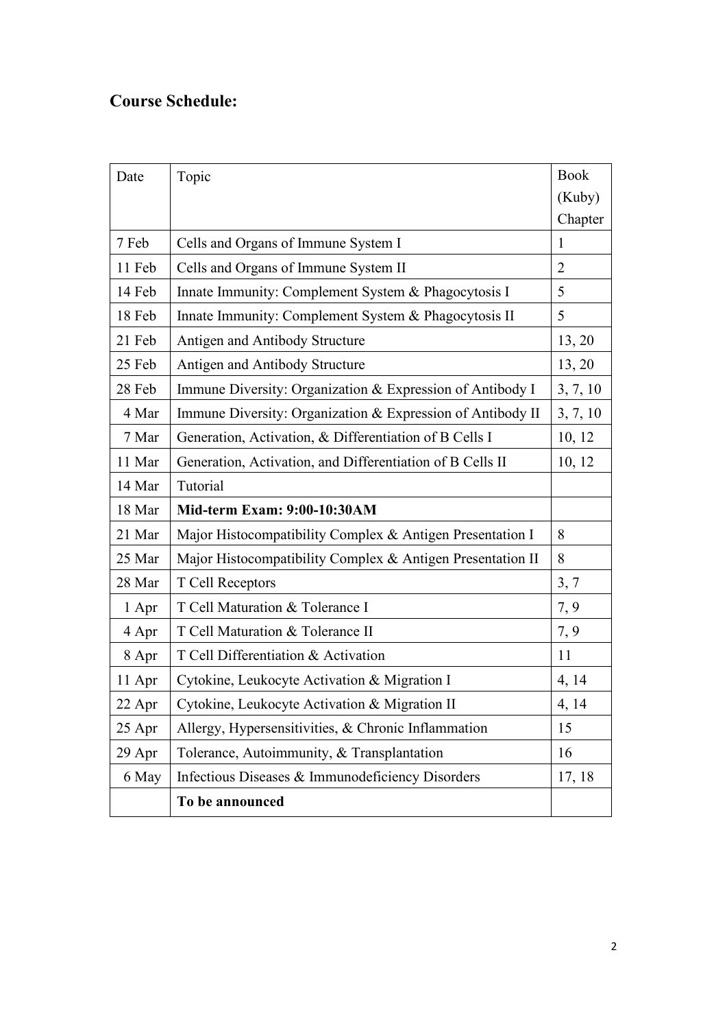## Course Schedule:

| Date | Topic | Book (Kuby) Chapter |
|---|---|---|
| 7 Feb | Cells and Organs of Immune System I | 1 |
| 11 Feb | Cells and Organs of Immune System II | 2 |
| 14 Feb | Innate Immunity: Complement System & Phagocytosis I | 5 |
| 18 Feb | Innate Immunity: Complement System & Phagocytosis II | 5 |
| 21 Feb | Antigen and Antibody Structure | 13, 20 |
| 25 Feb | Antigen and Antibody Structure | 13, 20 |
| 28 Feb | Immune Diversity: Organization & Expression of Antibody I | 3, 7, 10 |
| 4 Mar | Immune Diversity: Organization & Expression of Antibody II | 3, 7, 10 |
| 7 Mar | Generation, Activation, & Differentiation of B Cells I | 10, 12 |
| 11 Mar | Generation, Activation, and Differentiation of B Cells II | 10, 12 |
| 14 Mar | Tutorial | |
| 18 Mar | **Mid-term Exam: 9:00-10:30AM** | |
| 21 Mar | Major Histocompatibility Complex & Antigen Presentation I | 8 |
| 25 Mar | Major Histocompatibility Complex & Antigen Presentation II | 8 |
| 28 Mar | T Cell Receptors | 3, 7 |
| 1 Apr | T Cell Maturation & Tolerance I | 7, 9 |
| 4 Apr | T Cell Maturation & Tolerance II | 7, 9 |
| 8 Apr | T Cell Differentiation & Activation | 11 |
| 11 Apr | Cytokine, Leukocyte Activation & Migration I | 4, 14 |
| 22 Apr | Cytokine, Leukocyte Activation & Migration II | 4, 14 |
| 25 Apr | Allergy, Hypersensitivities, & Chronic Inflammation | 15 |
| 29 Apr | Tolerance, Autoimmunity, & Transplantation | 16 |
| 6 May | Infectious Diseases & Immunodeficiency Disorders | 17, 18 |
| | **To be announced** | |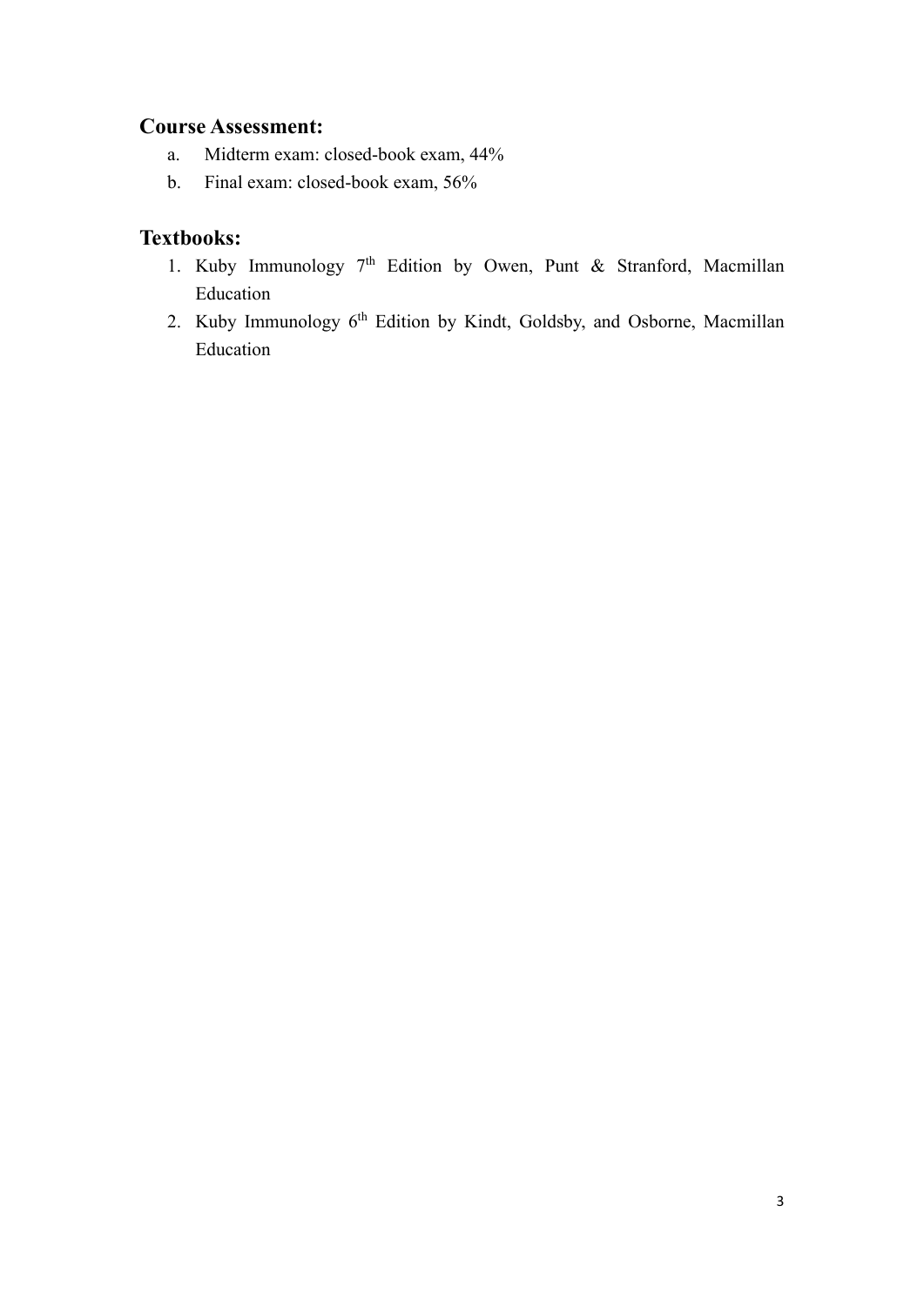## Course Assessment:

a. Midterm exam: closed-book exam, 44%
b. Final exam: closed-book exam, 56%

## Textbooks:

1. Kuby Immunology 7th Edition by Owen, Punt & Stranford, Macmillan Education
2. Kuby Immunology 6th Edition by Kindt, Goldsby, and Osborne, Macmillan Education